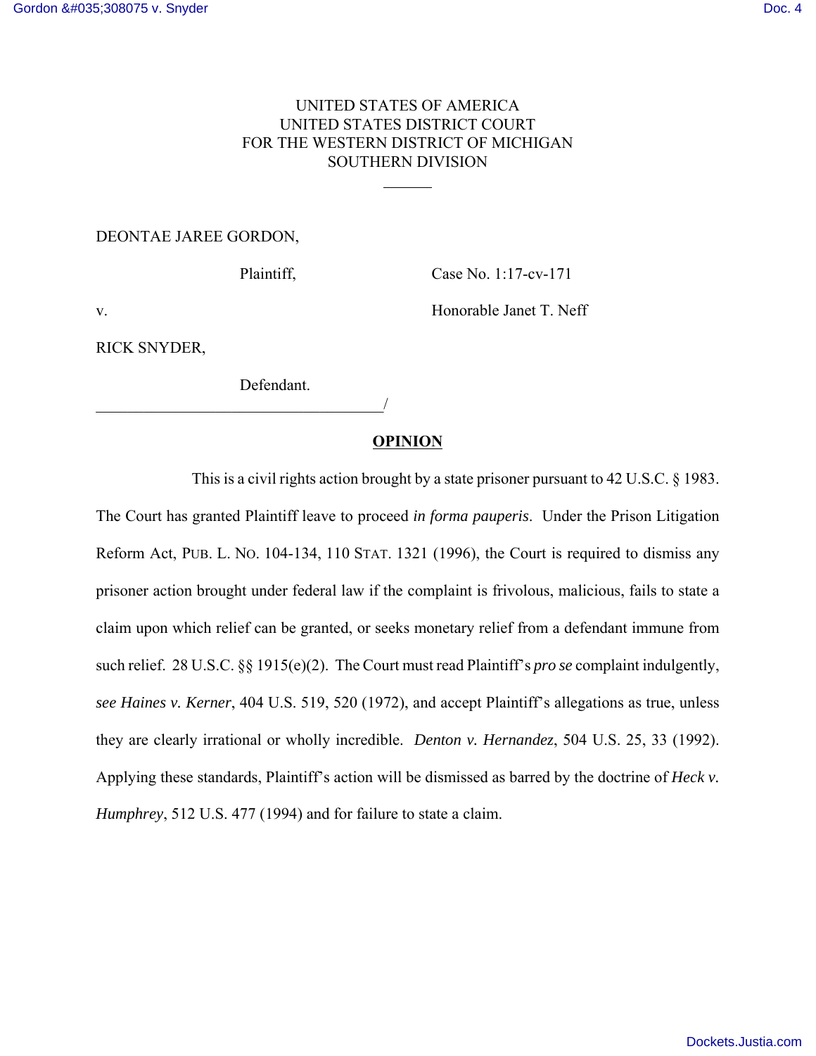UNITED STATES OF AMERICA
UNITED STATES DISTRICT COURT
FOR THE WESTERN DISTRICT OF MICHIGAN
SOUTHERN DIVISION

______

DEONTAE JAREE GORDON,

Plaintiff, Case No. 1:17-cv-171

v. Honorable Janet T. Neff

RICK SNYDER,

Defendant.
____________________________________/

**OPINION**

This is a civil rights action brought by a state prisoner pursuant to 42 U.S.C. § 1983. The Court has granted Plaintiff leave to proceed *in forma pauperis*. Under the Prison Litigation Reform Act, PUB. L. NO. 104-134, 110 STAT. 1321 (1996), the Court is required to dismiss any prisoner action brought under federal law if the complaint is frivolous, malicious, fails to state a claim upon which relief can be granted, or seeks monetary relief from a defendant immune from such relief. 28 U.S.C. §§ 1915(e)(2). The Court must read Plaintiff's *pro se* complaint indulgently, *see Haines v. Kerner*, 404 U.S. 519, 520 (1972), and accept Plaintiff's allegations as true, unless they are clearly irrational or wholly incredible. *Denton v. Hernandez*, 504 U.S. 25, 33 (1992). Applying these standards, Plaintiff's action will be dismissed as barred by the doctrine of *Heck v. Humphrey*, 512 U.S. 477 (1994) and for failure to state a claim.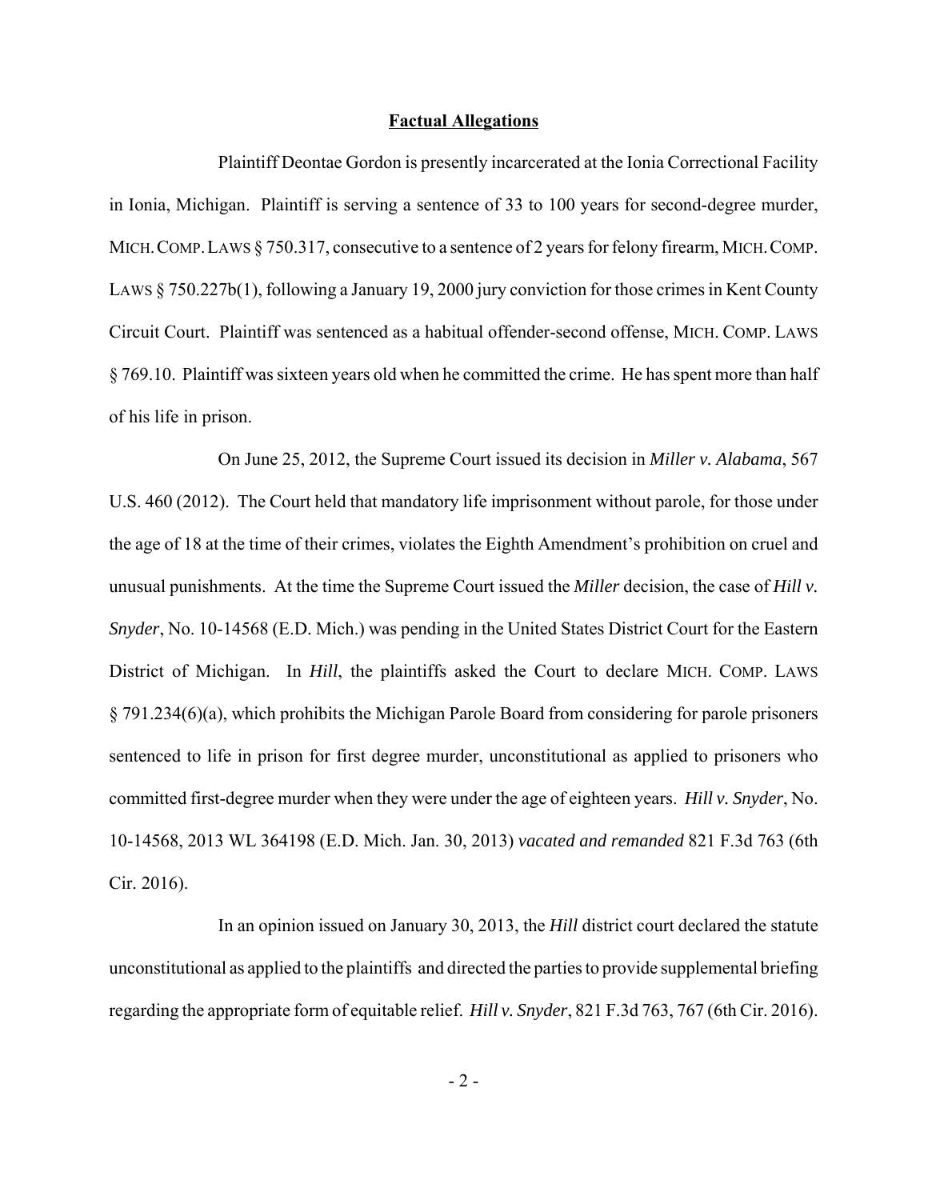**Factual Allegations**

Plaintiff Deontae Gordon is presently incarcerated at the Ionia Correctional Facility in Ionia, Michigan. Plaintiff is serving a sentence of 33 to 100 years for second-degree murder, MICH. COMP. LAWS § 750.317, consecutive to a sentence of 2 years for felony firearm, MICH. COMP. LAWS § 750.227b(1), following a January 19, 2000 jury conviction for those crimes in Kent County Circuit Court. Plaintiff was sentenced as a habitual offender-second offense, MICH. COMP. LAWS § 769.10. Plaintiff was sixteen years old when he committed the crime. He has spent more than half of his life in prison.

On June 25, 2012, the Supreme Court issued its decision in *Miller v. Alabama*, 567 U.S. 460 (2012). The Court held that mandatory life imprisonment without parole, for those under the age of 18 at the time of their crimes, violates the Eighth Amendment's prohibition on cruel and unusual punishments. At the time the Supreme Court issued the *Miller* decision, the case of *Hill v. Snyder*, No. 10-14568 (E.D. Mich.) was pending in the United States District Court for the Eastern District of Michigan. In *Hill*, the plaintiffs asked the Court to declare MICH. COMP. LAWS § 791.234(6)(a), which prohibits the Michigan Parole Board from considering for parole prisoners sentenced to life in prison for first degree murder, unconstitutional as applied to prisoners who committed first-degree murder when they were under the age of eighteen years. *Hill v. Snyder*, No. 10-14568, 2013 WL 364198 (E.D. Mich. Jan. 30, 2013) *vacated and remanded* 821 F.3d 763 (6th Cir. 2016).

In an opinion issued on January 30, 2013, the *Hill* district court declared the statute unconstitutional as applied to the plaintiffs and directed the parties to provide supplemental briefing regarding the appropriate form of equitable relief. *Hill v. Snyder*, 821 F.3d 763, 767 (6th Cir. 2016).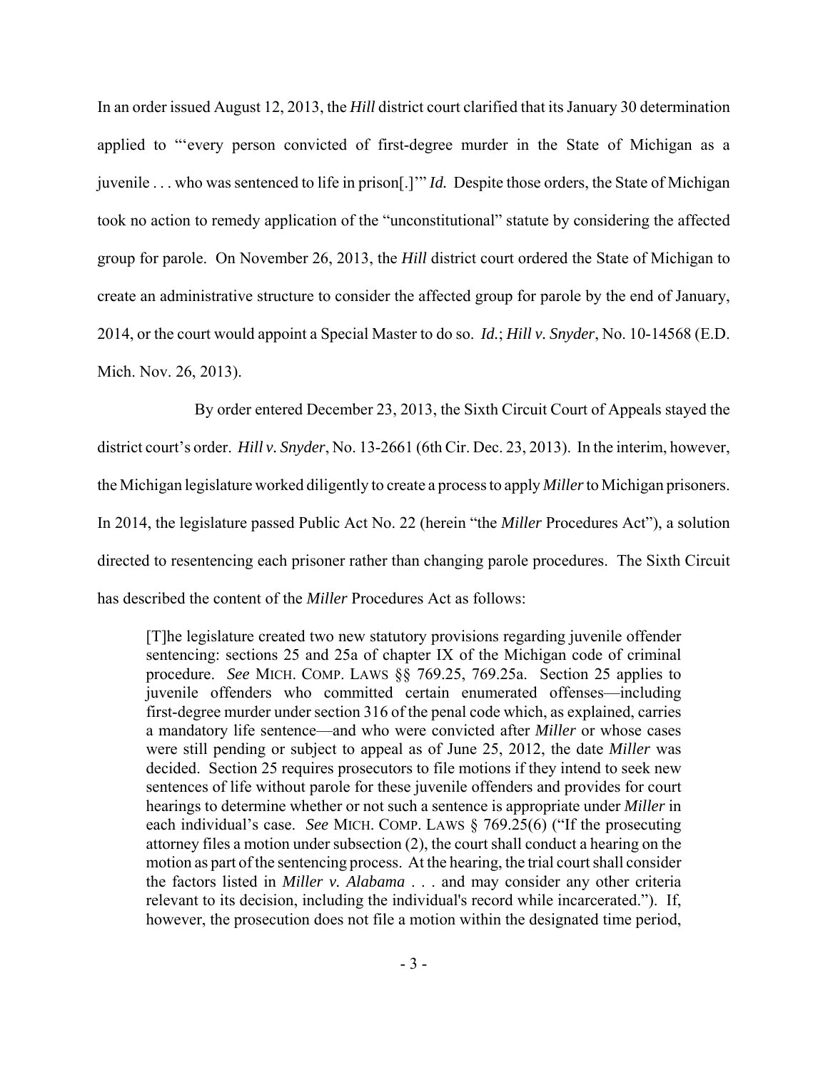In an order issued August 12, 2013, the *Hill* district court clarified that its January 30 determination applied to "'every person convicted of first-degree murder in the State of Michigan as a juvenile . . . who was sentenced to life in prison[.]'" *Id.* Despite those orders, the State of Michigan took no action to remedy application of the "unconstitutional" statute by considering the affected group for parole. On November 26, 2013, the *Hill* district court ordered the State of Michigan to create an administrative structure to consider the affected group for parole by the end of January, 2014, or the court would appoint a Special Master to do so. *Id.*; *Hill v. Snyder*, No. 10-14568 (E.D. Mich. Nov. 26, 2013).

By order entered December 23, 2013, the Sixth Circuit Court of Appeals stayed the district court's order. *Hill v. Snyder*, No. 13-2661 (6th Cir. Dec. 23, 2013). In the interim, however, the Michigan legislature worked diligently to create a process to apply *Miller* to Michigan prisoners. In 2014, the legislature passed Public Act No. 22 (herein "the *Miller* Procedures Act"), a solution directed to resentencing each prisoner rather than changing parole procedures. The Sixth Circuit has described the content of the *Miller* Procedures Act as follows:

> [T]he legislature created two new statutory provisions regarding juvenile offender sentencing: sections 25 and 25a of chapter IX of the Michigan code of criminal procedure. *See* MICH. COMP. LAWS §§ 769.25, 769.25a. Section 25 applies to juvenile offenders who committed certain enumerated offenses—including first-degree murder under section 316 of the penal code which, as explained, carries a mandatory life sentence—and who were convicted after *Miller* or whose cases were still pending or subject to appeal as of June 25, 2012, the date *Miller* was decided. Section 25 requires prosecutors to file motions if they intend to seek new sentences of life without parole for these juvenile offenders and provides for court hearings to determine whether or not such a sentence is appropriate under *Miller* in each individual's case. *See* MICH. COMP. LAWS § 769.25(6) ("If the prosecuting attorney files a motion under subsection (2), the court shall conduct a hearing on the motion as part of the sentencing process. At the hearing, the trial court shall consider the factors listed in *Miller v. Alabama* . . . and may consider any other criteria relevant to its decision, including the individual's record while incarcerated."). If, however, the prosecution does not file a motion within the designated time period,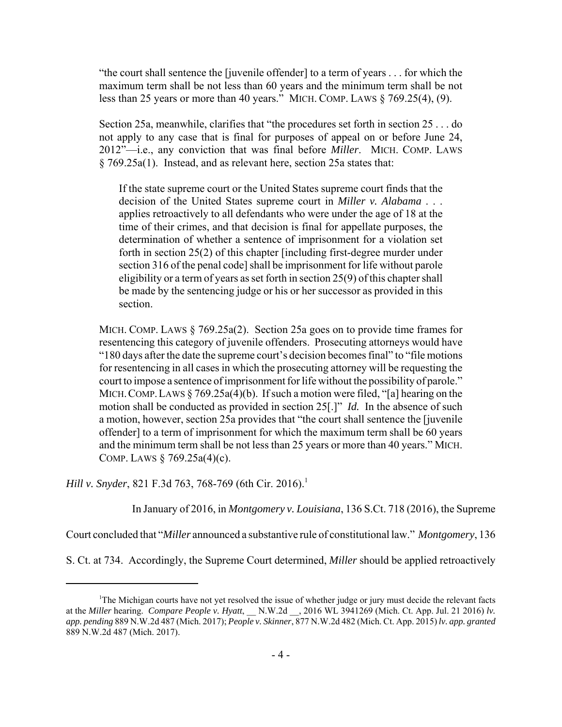> "the court shall sentence the [juvenile offender] to a term of years . . . for which the maximum term shall be not less than 60 years and the minimum term shall be not less than 25 years or more than 40 years." MICH. COMP. LAWS § 769.25(4), (9).
>
> Section 25a, meanwhile, clarifies that "the procedures set forth in section 25 . . . do not apply to any case that is final for purposes of appeal on or before June 24, 2012"—i.e., any conviction that was final before *Miller*. MICH. COMP. LAWS § 769.25a(1). Instead, and as relevant here, section 25a states that:
>
>> If the state supreme court or the United States supreme court finds that the decision of the United States supreme court in *Miller v. Alabama* . . . applies retroactively to all defendants who were under the age of 18 at the time of their crimes, and that decision is final for appellate purposes, the determination of whether a sentence of imprisonment for a violation set forth in section 25(2) of this chapter [including first-degree murder under section 316 of the penal code] shall be imprisonment for life without parole eligibility or a term of years as set forth in section 25(9) of this chapter shall be made by the sentencing judge or his or her successor as provided in this section.
>
> MICH. COMP. LAWS § 769.25a(2). Section 25a goes on to provide time frames for resentencing this category of juvenile offenders. Prosecuting attorneys would have "180 days after the date the supreme court's decision becomes final" to "file motions for resentencing in all cases in which the prosecuting attorney will be requesting the court to impose a sentence of imprisonment for life without the possibility of parole." MICH. COMP. LAWS § 769.25a(4)(b). If such a motion were filed, "[a] hearing on the motion shall be conducted as provided in section 25[.]" *Id.* In the absence of such a motion, however, section 25a provides that "the court shall sentence the [juvenile offender] to a term of imprisonment for which the maximum term shall be 60 years and the minimum term shall be not less than 25 years or more than 40 years." MICH. COMP. LAWS § 769.25a(4)(c).

*Hill v. Snyder*, 821 F.3d 763, 768-769 (6th Cir. 2016).[1]

In January of 2016, in *Montgomery v. Louisiana*, 136 S.Ct. 718 (2016), the Supreme Court concluded that "*Miller* announced a substantive rule of constitutional law." *Montgomery*, 136 S. Ct. at 734. Accordingly, the Supreme Court determined, *Miller* should be applied retroactively

[1] The Michigan courts have not yet resolved the issue of whether judge or jury must decide the relevant facts at the *Miller* hearing. *Compare People v. Hyatt*, __ N.W.2d __, 2016 WL 3941269 (Mich. Ct. App. Jul. 21 2016) *lv. app. pending* 889 N.W.2d 487 (Mich. 2017); *People v. Skinner*, 877 N.W.2d 482 (Mich. Ct. App. 2015) *lv. app. granted* 889 N.W.2d 487 (Mich. 2017).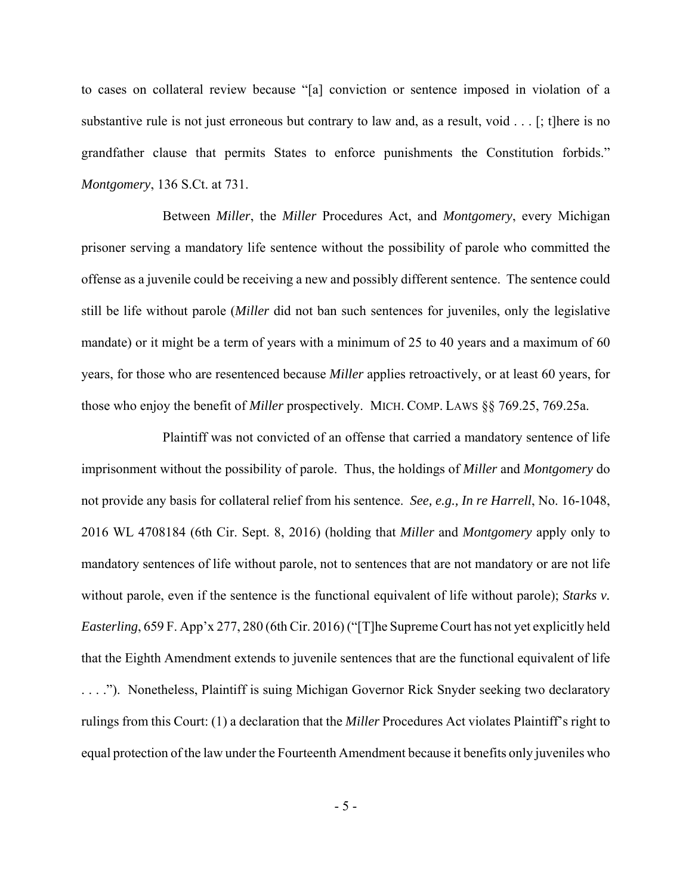to cases on collateral review because "[a] conviction or sentence imposed in violation of a substantive rule is not just erroneous but contrary to law and, as a result, void . . . [; t]here is no grandfather clause that permits States to enforce punishments the Constitution forbids." *Montgomery*, 136 S.Ct. at 731.

Between *Miller*, the *Miller* Procedures Act, and *Montgomery*, every Michigan prisoner serving a mandatory life sentence without the possibility of parole who committed the offense as a juvenile could be receiving a new and possibly different sentence. The sentence could still be life without parole (*Miller* did not ban such sentences for juveniles, only the legislative mandate) or it might be a term of years with a minimum of 25 to 40 years and a maximum of 60 years, for those who are resentenced because *Miller* applies retroactively, or at least 60 years, for those who enjoy the benefit of *Miller* prospectively. MICH. COMP. LAWS §§ 769.25, 769.25a.

Plaintiff was not convicted of an offense that carried a mandatory sentence of life imprisonment without the possibility of parole. Thus, the holdings of *Miller* and *Montgomery* do not provide any basis for collateral relief from his sentence. *See, e.g., In re Harrell*, No. 16-1048, 2016 WL 4708184 (6th Cir. Sept. 8, 2016) (holding that *Miller* and *Montgomery* apply only to mandatory sentences of life without parole, not to sentences that are not mandatory or are not life without parole, even if the sentence is the functional equivalent of life without parole); *Starks v. Easterling*, 659 F. App'x 277, 280 (6th Cir. 2016) ("[T]he Supreme Court has not yet explicitly held that the Eighth Amendment extends to juvenile sentences that are the functional equivalent of life . . . ."). Nonetheless, Plaintiff is suing Michigan Governor Rick Snyder seeking two declaratory rulings from this Court: (1) a declaration that the *Miller* Procedures Act violates Plaintiff's right to equal protection of the law under the Fourteenth Amendment because it benefits only juveniles who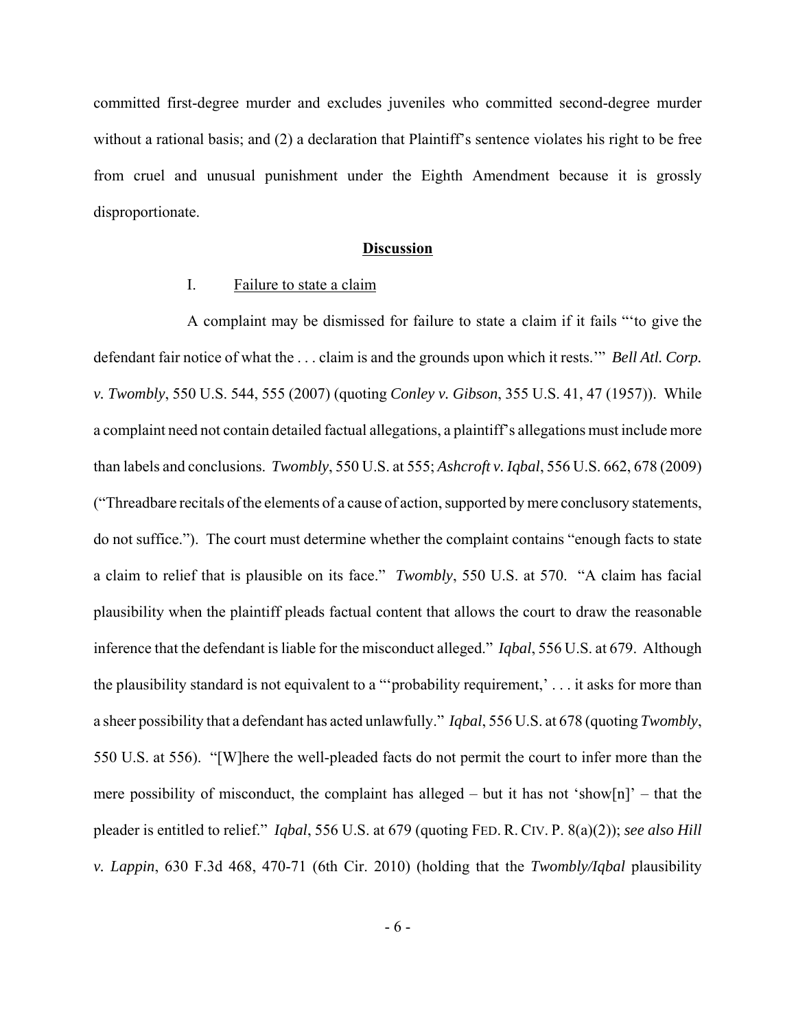committed first-degree murder and excludes juveniles who committed second-degree murder without a rational basis; and (2) a declaration that Plaintiff's sentence violates his right to be free from cruel and unusual punishment under the Eighth Amendment because it is grossly disproportionate.

## **Discussion**

### I. Failure to state a claim

A complaint may be dismissed for failure to state a claim if it fails "'to give the defendant fair notice of what the . . . claim is and the grounds upon which it rests.'" *Bell Atl. Corp. v. Twombly*, 550 U.S. 544, 555 (2007) (quoting *Conley v. Gibson*, 355 U.S. 41, 47 (1957)). While a complaint need not contain detailed factual allegations, a plaintiff's allegations must include more than labels and conclusions. *Twombly*, 550 U.S. at 555; *Ashcroft v. Iqbal*, 556 U.S. 662, 678 (2009) ("Threadbare recitals of the elements of a cause of action, supported by mere conclusory statements, do not suffice."). The court must determine whether the complaint contains "enough facts to state a claim to relief that is plausible on its face." *Twombly*, 550 U.S. at 570. "A claim has facial plausibility when the plaintiff pleads factual content that allows the court to draw the reasonable inference that the defendant is liable for the misconduct alleged." *Iqbal*, 556 U.S. at 679. Although the plausibility standard is not equivalent to a "'probability requirement,' . . . it asks for more than a sheer possibility that a defendant has acted unlawfully." *Iqbal*, 556 U.S. at 678 (quoting *Twombly*, 550 U.S. at 556). "[W]here the well-pleaded facts do not permit the court to infer more than the mere possibility of misconduct, the complaint has alleged – but it has not 'show[n]' – that the pleader is entitled to relief." *Iqbal*, 556 U.S. at 679 (quoting FED. R. CIV. P. 8(a)(2)); *see also Hill v. Lappin*, 630 F.3d 468, 470-71 (6th Cir. 2010) (holding that the *Twombly/Iqbal* plausibility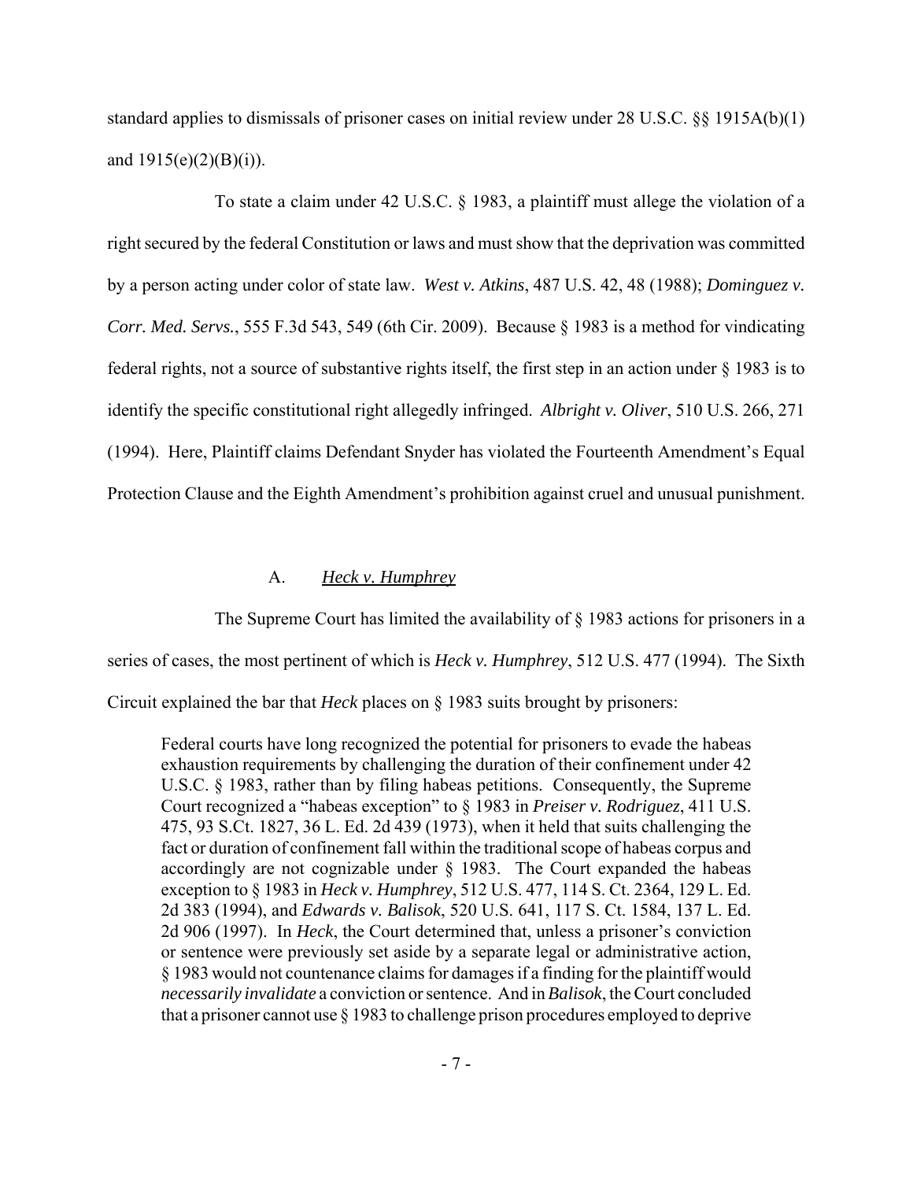standard applies to dismissals of prisoner cases on initial review under 28 U.S.C. §§ 1915A(b)(1) and 1915(e)(2)(B)(i)).

To state a claim under 42 U.S.C. § 1983, a plaintiff must allege the violation of a right secured by the federal Constitution or laws and must show that the deprivation was committed by a person acting under color of state law. *West v. Atkins*, 487 U.S. 42, 48 (1988); *Dominguez v. Corr. Med. Servs.*, 555 F.3d 543, 549 (6th Cir. 2009). Because § 1983 is a method for vindicating federal rights, not a source of substantive rights itself, the first step in an action under § 1983 is to identify the specific constitutional right allegedly infringed. *Albright v. Oliver*, 510 U.S. 266, 271 (1994). Here, Plaintiff claims Defendant Snyder has violated the Fourteenth Amendment's Equal Protection Clause and the Eighth Amendment's prohibition against cruel and unusual punishment.

### A. *Heck v. Humphrey*

The Supreme Court has limited the availability of § 1983 actions for prisoners in a series of cases, the most pertinent of which is *Heck v. Humphrey*, 512 U.S. 477 (1994). The Sixth Circuit explained the bar that *Heck* places on § 1983 suits brought by prisoners:

> Federal courts have long recognized the potential for prisoners to evade the habeas exhaustion requirements by challenging the duration of their confinement under 42 U.S.C. § 1983, rather than by filing habeas petitions. Consequently, the Supreme Court recognized a "habeas exception" to § 1983 in *Preiser v. Rodriguez*, 411 U.S. 475, 93 S.Ct. 1827, 36 L. Ed. 2d 439 (1973), when it held that suits challenging the fact or duration of confinement fall within the traditional scope of habeas corpus and accordingly are not cognizable under § 1983. The Court expanded the habeas exception to § 1983 in *Heck v. Humphrey*, 512 U.S. 477, 114 S. Ct. 2364, 129 L. Ed. 2d 383 (1994), and *Edwards v. Balisok*, 520 U.S. 641, 117 S. Ct. 1584, 137 L. Ed. 2d 906 (1997). In *Heck*, the Court determined that, unless a prisoner's conviction or sentence were previously set aside by a separate legal or administrative action, § 1983 would not countenance claims for damages if a finding for the plaintiff would *necessarily invalidate* a conviction or sentence. And in *Balisok*, the Court concluded that a prisoner cannot use § 1983 to challenge prison procedures employed to deprive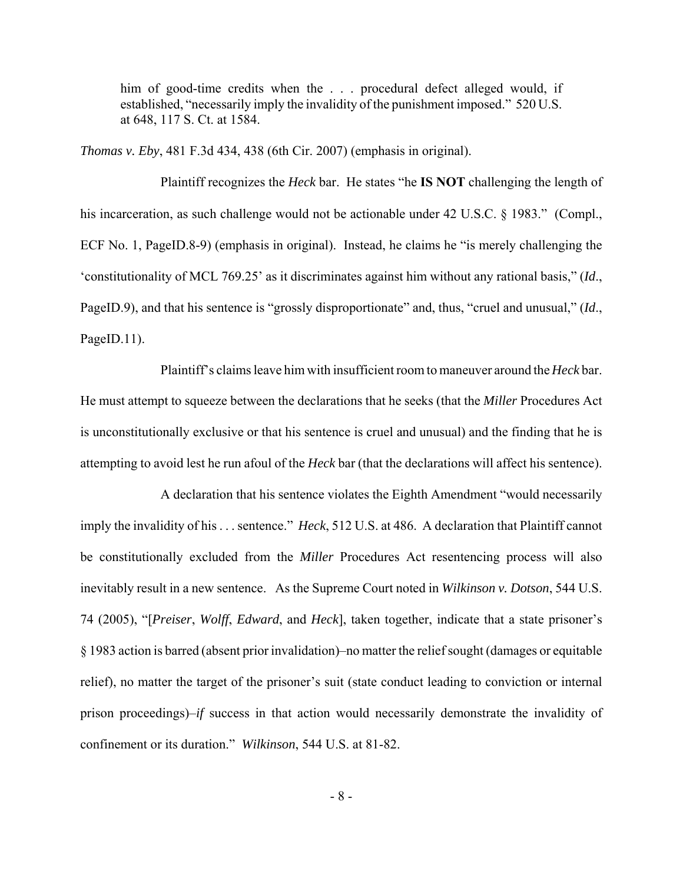> him of good-time credits when the . . . procedural defect alleged would, if established, "necessarily imply the invalidity of the punishment imposed." 520 U.S. at 648, 117 S. Ct. at 1584.

*Thomas v. Eby*, 481 F.3d 434, 438 (6th Cir. 2007) (emphasis in original).

Plaintiff recognizes the *Heck* bar. He states "he **IS NOT** challenging the length of his incarceration, as such challenge would not be actionable under 42 U.S.C. § 1983." (Compl., ECF No. 1, PageID.8-9) (emphasis in original). Instead, he claims he "is merely challenging the 'constitutionality of MCL 769.25' as it discriminates against him without any rational basis," (*Id*., PageID.9), and that his sentence is "grossly disproportionate" and, thus, "cruel and unusual," (*Id*., PageID.11).

Plaintiff's claims leave him with insufficient room to maneuver around the *Heck* bar. He must attempt to squeeze between the declarations that he seeks (that the *Miller* Procedures Act is unconstitutionally exclusive or that his sentence is cruel and unusual) and the finding that he is attempting to avoid lest he run afoul of the *Heck* bar (that the declarations will affect his sentence).

A declaration that his sentence violates the Eighth Amendment "would necessarily imply the invalidity of his . . . sentence." *Heck*, 512 U.S. at 486. A declaration that Plaintiff cannot be constitutionally excluded from the *Miller* Procedures Act resentencing process will also inevitably result in a new sentence. As the Supreme Court noted in *Wilkinson v. Dotson*, 544 U.S. 74 (2005), "[*Preiser*, *Wolff*, *Edward*, and *Heck*], taken together, indicate that a state prisoner's § 1983 action is barred (absent prior invalidation)–no matter the relief sought (damages or equitable relief), no matter the target of the prisoner's suit (state conduct leading to conviction or internal prison proceedings)–*if* success in that action would necessarily demonstrate the invalidity of confinement or its duration." *Wilkinson*, 544 U.S. at 81-82.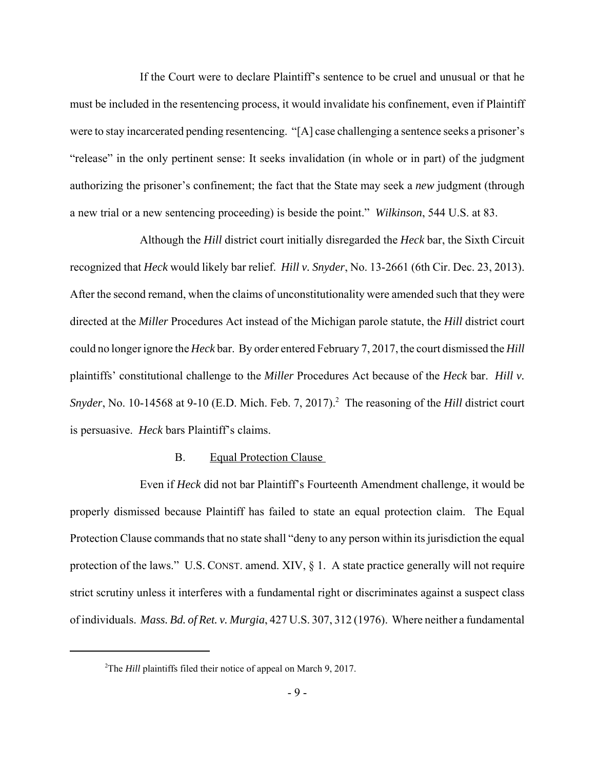If the Court were to declare Plaintiff's sentence to be cruel and unusual or that he must be included in the resentencing process, it would invalidate his confinement, even if Plaintiff were to stay incarcerated pending resentencing. "[A] case challenging a sentence seeks a prisoner's "release" in the only pertinent sense: It seeks invalidation (in whole or in part) of the judgment authorizing the prisoner's confinement; the fact that the State may seek a *new* judgment (through a new trial or a new sentencing proceeding) is beside the point." *Wilkinson*, 544 U.S. at 83.

Although the *Hill* district court initially disregarded the *Heck* bar, the Sixth Circuit recognized that *Heck* would likely bar relief. *Hill v. Snyder*, No. 13-2661 (6th Cir. Dec. 23, 2013). After the second remand, when the claims of unconstitutionality were amended such that they were directed at the *Miller* Procedures Act instead of the Michigan parole statute, the *Hill* district court could no longer ignore the *Heck* bar. By order entered February 7, 2017, the court dismissed the *Hill* plaintiffs' constitutional challenge to the *Miller* Procedures Act because of the *Heck* bar. *Hill v. Snyder*, No. 10-14568 at 9-10 (E.D. Mich. Feb. 7, 2017).[2] The reasoning of the *Hill* district court is persuasive. *Heck* bars Plaintiff's claims.

B. Equal Protection Clause

Even if *Heck* did not bar Plaintiff's Fourteenth Amendment challenge, it would be properly dismissed because Plaintiff has failed to state an equal protection claim. The Equal Protection Clause commands that no state shall "deny to any person within its jurisdiction the equal protection of the laws." U.S. CONST. amend. XIV, § 1. A state practice generally will not require strict scrutiny unless it interferes with a fundamental right or discriminates against a suspect class of individuals. *Mass. Bd. of Ret. v. Murgia*, 427 U.S. 307, 312 (1976). Where neither a fundamental

[2] The *Hill* plaintiffs filed their notice of appeal on March 9, 2017.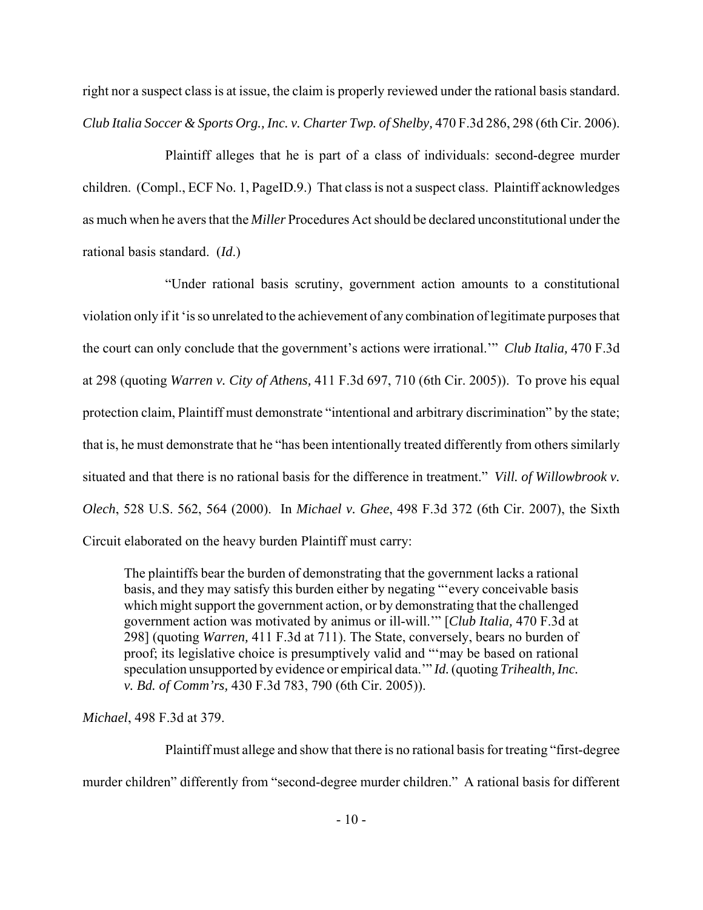right nor a suspect class is at issue, the claim is properly reviewed under the rational basis standard. *Club Italia Soccer & Sports Org., Inc. v. Charter Twp. of Shelby,* 470 F.3d 286, 298 (6th Cir. 2006).

Plaintiff alleges that he is part of a class of individuals: second-degree murder children. (Compl., ECF No. 1, PageID.9.) That class is not a suspect class. Plaintiff acknowledges as much when he avers that the *Miller* Procedures Act should be declared unconstitutional under the rational basis standard. (*Id*.)

"Under rational basis scrutiny, government action amounts to a constitutional violation only if it 'is so unrelated to the achievement of any combination of legitimate purposes that the court can only conclude that the government's actions were irrational.'" *Club Italia,* 470 F.3d at 298 (quoting *Warren v. City of Athens,* 411 F.3d 697, 710 (6th Cir. 2005)). To prove his equal protection claim, Plaintiff must demonstrate "intentional and arbitrary discrimination" by the state; that is, he must demonstrate that he "has been intentionally treated differently from others similarly situated and that there is no rational basis for the difference in treatment." *Vill. of Willowbrook v. Olech*, 528 U.S. 562, 564 (2000). In *Michael v. Ghee*, 498 F.3d 372 (6th Cir. 2007), the Sixth Circuit elaborated on the heavy burden Plaintiff must carry:

> The plaintiffs bear the burden of demonstrating that the government lacks a rational basis, and they may satisfy this burden either by negating "'every conceivable basis which might support the government action, or by demonstrating that the challenged government action was motivated by animus or ill-will.'" [*Club Italia,* 470 F.3d at 298] (quoting *Warren,* 411 F.3d at 711). The State, conversely, bears no burden of proof; its legislative choice is presumptively valid and "'may be based on rational speculation unsupported by evidence or empirical data.'" *Id.* (quoting *Trihealth, Inc. v. Bd. of Comm'rs,* 430 F.3d 783, 790 (6th Cir. 2005)).

*Michael*, 498 F.3d at 379.

Plaintiff must allege and show that there is no rational basis for treating "first-degree murder children" differently from "second-degree murder children." A rational basis for different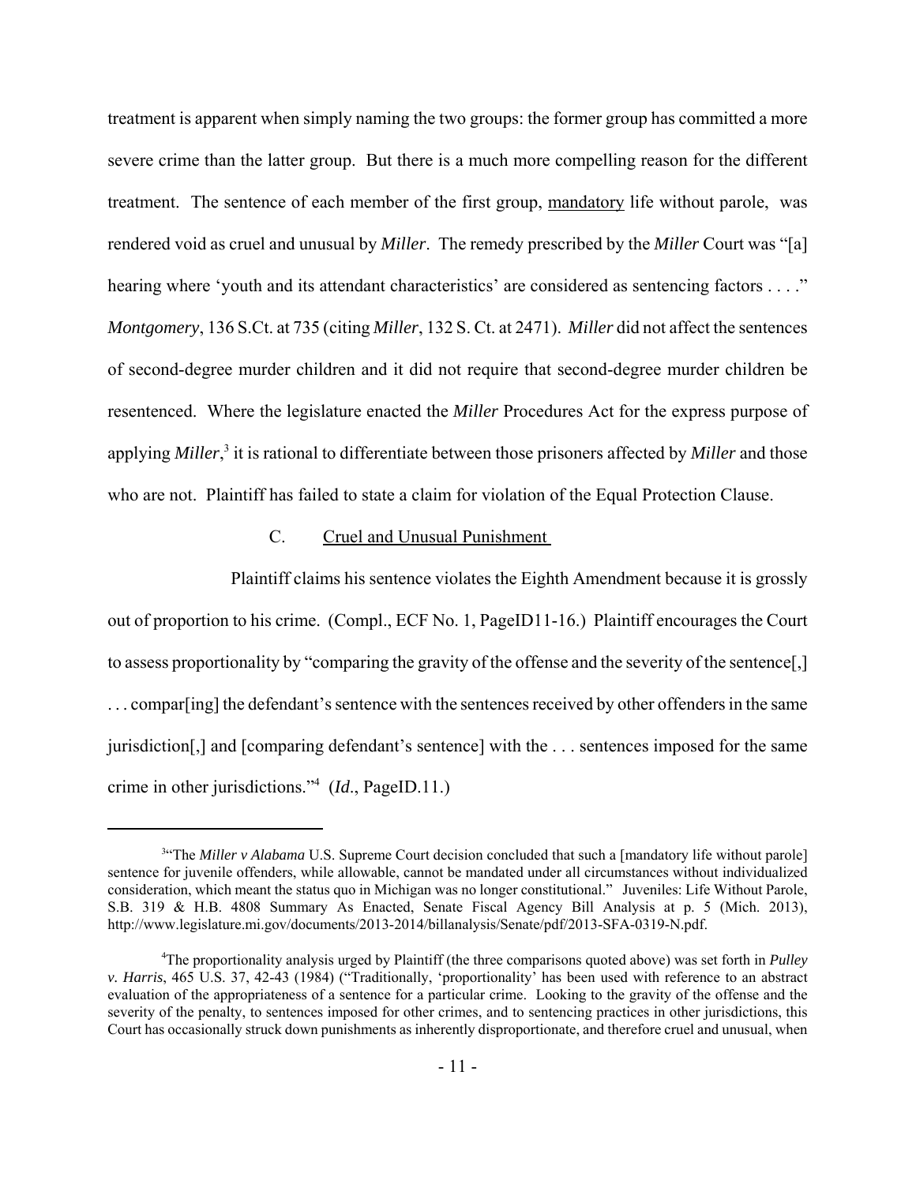treatment is apparent when simply naming the two groups: the former group has committed a more severe crime than the latter group. But there is a much more compelling reason for the different treatment. The sentence of each member of the first group, mandatory life without parole, was rendered void as cruel and unusual by *Miller*. The remedy prescribed by the *Miller* Court was "[a] hearing where 'youth and its attendant characteristics' are considered as sentencing factors . . . ." *Montgomery*, 136 S.Ct. at 735 (citing *Miller*, 132 S. Ct. at 2471). *Miller* did not affect the sentences of second-degree murder children and it did not require that second-degree murder children be resentenced. Where the legislature enacted the *Miller* Procedures Act for the express purpose of applying *Miller*,[3] it is rational to differentiate between those prisoners affected by *Miller* and those who are not. Plaintiff has failed to state a claim for violation of the Equal Protection Clause.

### C. Cruel and Unusual Punishment

Plaintiff claims his sentence violates the Eighth Amendment because it is grossly out of proportion to his crime. (Compl., ECF No. 1, PageID11-16.) Plaintiff encourages the Court to assess proportionality by "comparing the gravity of the offense and the severity of the sentence[,] . . . compar[ing] the defendant's sentence with the sentences received by other offenders in the same jurisdiction[,] and [comparing defendant's sentence] with the . . . sentences imposed for the same crime in other jurisdictions."[4] (*Id*., PageID.11.)

---

[3]"The *Miller v Alabama* U.S. Supreme Court decision concluded that such a [mandatory life without parole] sentence for juvenile offenders, while allowable, cannot be mandated under all circumstances without individualized consideration, which meant the status quo in Michigan was no longer constitutional." Juveniles: Life Without Parole, S.B. 319 & H.B. 4808 Summary As Enacted, Senate Fiscal Agency Bill Analysis at p. 5 (Mich. 2013), http://www.legislature.mi.gov/documents/2013-2014/billanalysis/Senate/pdf/2013-SFA-0319-N.pdf.

[4]The proportionality analysis urged by Plaintiff (the three comparisons quoted above) was set forth in *Pulley v. Harris*, 465 U.S. 37, 42-43 (1984) ("Traditionally, 'proportionality' has been used with reference to an abstract evaluation of the appropriateness of a sentence for a particular crime. Looking to the gravity of the offense and the severity of the penalty, to sentences imposed for other crimes, and to sentencing practices in other jurisdictions, this Court has occasionally struck down punishments as inherently disproportionate, and therefore cruel and unusual, when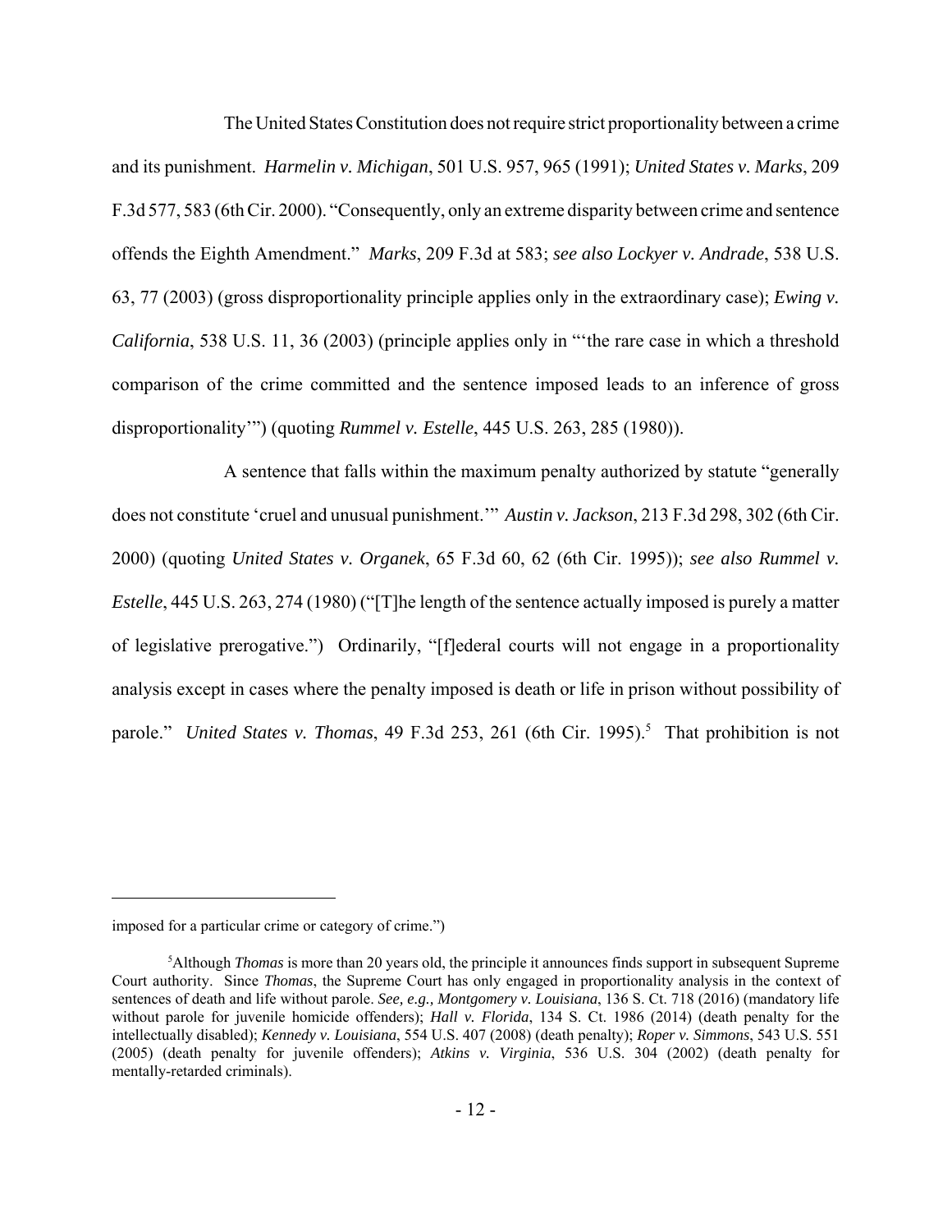The United States Constitution does not require strict proportionality between a crime and its punishment. *Harmelin v. Michigan*, 501 U.S. 957, 965 (1991); *United States v. Marks*, 209 F.3d 577, 583 (6th Cir. 2000). "Consequently, only an extreme disparity between crime and sentence offends the Eighth Amendment." *Marks*, 209 F.3d at 583; *see also Lockyer v. Andrade*, 538 U.S. 63, 77 (2003) (gross disproportionality principle applies only in the extraordinary case); *Ewing v. California*, 538 U.S. 11, 36 (2003) (principle applies only in "'the rare case in which a threshold comparison of the crime committed and the sentence imposed leads to an inference of gross disproportionality'") (quoting *Rummel v. Estelle*, 445 U.S. 263, 285 (1980)).

A sentence that falls within the maximum penalty authorized by statute "generally does not constitute 'cruel and unusual punishment.'" *Austin v. Jackson*, 213 F.3d 298, 302 (6th Cir. 2000) (quoting *United States v. Organek*, 65 F.3d 60, 62 (6th Cir. 1995)); *see also Rummel v. Estelle*, 445 U.S. 263, 274 (1980) ("[T]he length of the sentence actually imposed is purely a matter of legislative prerogative.") Ordinarily, "[f]ederal courts will not engage in a proportionality analysis except in cases where the penalty imposed is death or life in prison without possibility of parole." *United States v. Thomas*, 49 F.3d 253, 261 (6th Cir. 1995).[5] That prohibition is not

---

imposed for a particular crime or category of crime.")

[5]Although *Thomas* is more than 20 years old, the principle it announces finds support in subsequent Supreme Court authority. Since *Thomas*, the Supreme Court has only engaged in proportionality analysis in the context of sentences of death and life without parole. *See, e.g., Montgomery v. Louisiana*, 136 S. Ct. 718 (2016) (mandatory life without parole for juvenile homicide offenders); *Hall v. Florida*, 134 S. Ct. 1986 (2014) (death penalty for the intellectually disabled); *Kennedy v. Louisiana*, 554 U.S. 407 (2008) (death penalty); *Roper v. Simmons*, 543 U.S. 551 (2005) (death penalty for juvenile offenders); *Atkins v. Virginia*, 536 U.S. 304 (2002) (death penalty for mentally-retarded criminals).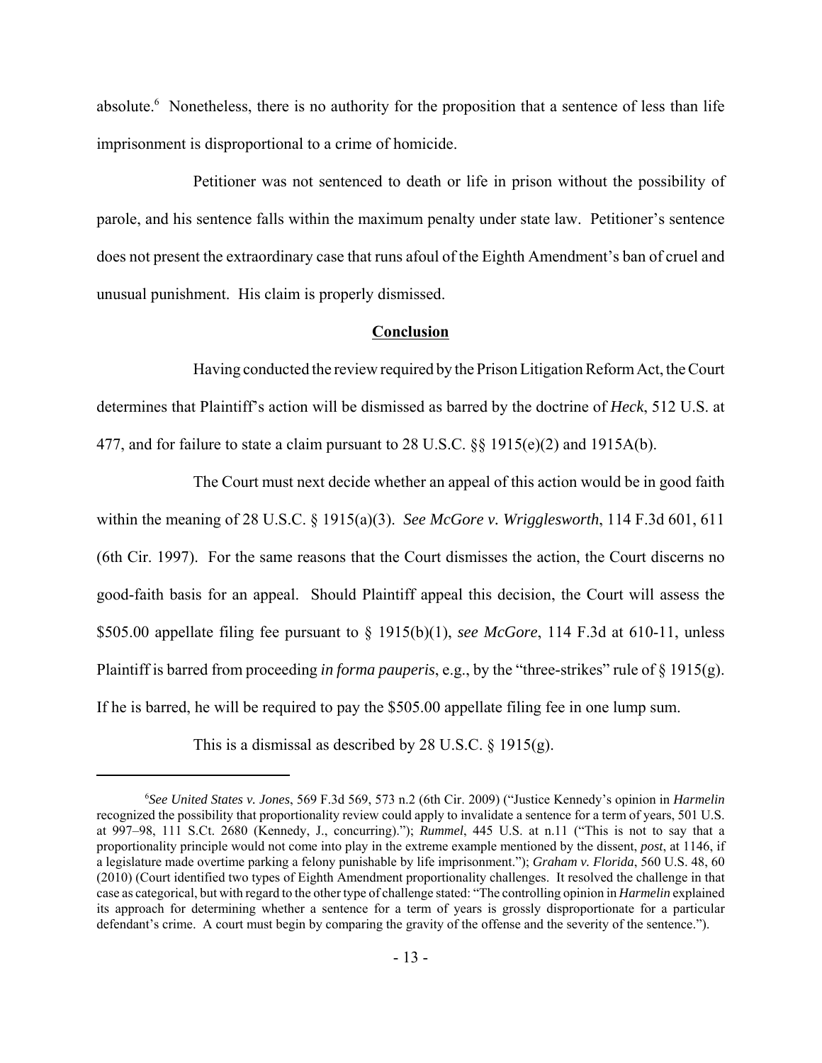absolute.[6] Nonetheless, there is no authority for the proposition that a sentence of less than life imprisonment is disproportional to a crime of homicide.

Petitioner was not sentenced to death or life in prison without the possibility of parole, and his sentence falls within the maximum penalty under state law. Petitioner's sentence does not present the extraordinary case that runs afoul of the Eighth Amendment's ban of cruel and unusual punishment. His claim is properly dismissed.

## Conclusion

Having conducted the review required by the Prison Litigation Reform Act, the Court determines that Plaintiff's action will be dismissed as barred by the doctrine of *Heck*, 512 U.S. at 477, and for failure to state a claim pursuant to 28 U.S.C. §§ 1915(e)(2) and 1915A(b).

The Court must next decide whether an appeal of this action would be in good faith within the meaning of 28 U.S.C. § 1915(a)(3). *See McGore v. Wrigglesworth*, 114 F.3d 601, 611 (6th Cir. 1997). For the same reasons that the Court dismisses the action, the Court discerns no good-faith basis for an appeal. Should Plaintiff appeal this decision, the Court will assess the $505.00 appellate filing fee pursuant to § 1915(b)(1), *see McGore*, 114 F.3d at 610-11, unless Plaintiff is barred from proceeding *in forma pauperis*, e.g., by the "three-strikes" rule of § 1915(g). If he is barred, he will be required to pay the $505.00 appellate filing fee in one lump sum.

This is a dismissal as described by 28 U.S.C. § 1915(g).

---

[6]*See United States v. Jones*, 569 F.3d 569, 573 n.2 (6th Cir. 2009) ("Justice Kennedy's opinion in *Harmelin* recognized the possibility that proportionality review could apply to invalidate a sentence for a term of years, 501 U.S. at 997–98, 111 S.Ct. 2680 (Kennedy, J., concurring)."); *Rummel*, 445 U.S. at n.11 ("This is not to say that a proportionality principle would not come into play in the extreme example mentioned by the dissent, *post*, at 1146, if a legislature made overtime parking a felony punishable by life imprisonment."); *Graham v. Florida*, 560 U.S. 48, 60 (2010) (Court identified two types of Eighth Amendment proportionality challenges. It resolved the challenge in that case as categorical, but with regard to the other type of challenge stated: "The controlling opinion in *Harmelin* explained its approach for determining whether a sentence for a term of years is grossly disproportionate for a particular defendant's crime. A court must begin by comparing the gravity of the offense and the severity of the sentence.").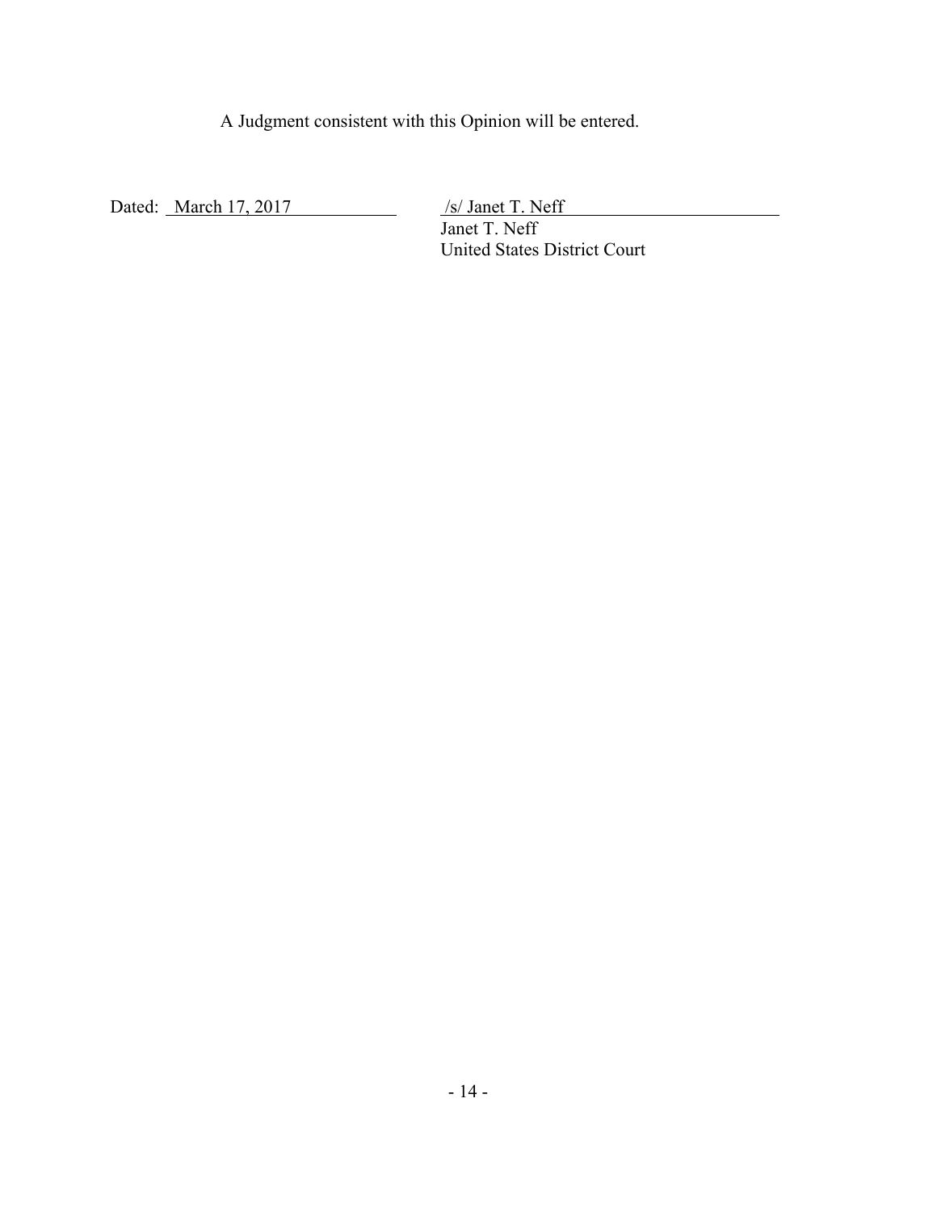A Judgment consistent with this Opinion will be entered.

Dated: March 17, 2017

/s/ Janet T. Neff
Janet T. Neff
United States District Court